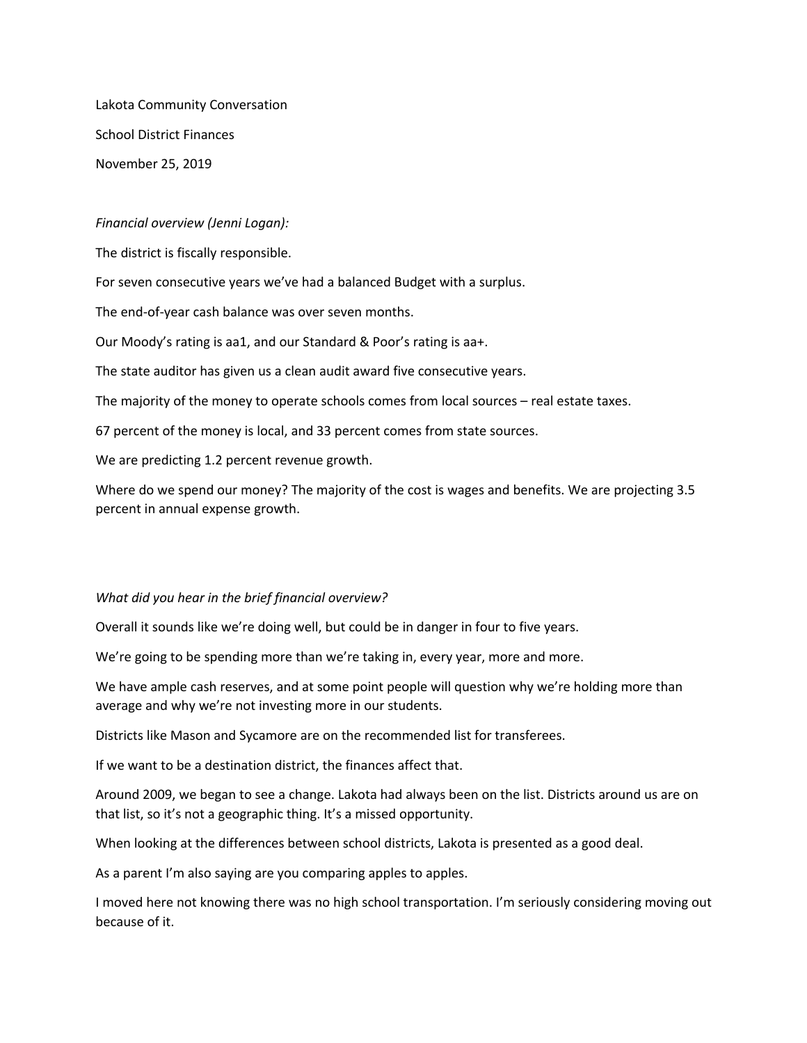Lakota Community Conversation

School District Finances

November 25, 2019

*Financial overview (Jenni Logan):*

The district is fiscally responsible.

For seven consecutive years we've had a balanced Budget with a surplus.

The end-of-year cash balance was over seven months.

Our Moody's rating is aa1, and our Standard & Poor's rating is aa+.

The state auditor has given us a clean audit award five consecutive years.

The majority of the money to operate schools comes from local sources – real estate taxes.

67 percent of the money is local, and 33 percent comes from state sources.

We are predicting 1.2 percent revenue growth.

Where do we spend our money? The majority of the cost is wages and benefits. We are projecting 3.5 percent in annual expense growth.

*What did you hear in the brief financial overview?*

Overall it sounds like we're doing well, but could be in danger in four to five years.

We're going to be spending more than we're taking in, every year, more and more.

We have ample cash reserves, and at some point people will question why we're holding more than average and why we're not investing more in our students.

Districts like Mason and Sycamore are on the recommended list for transferees.

If we want to be a destination district, the finances affect that.

Around 2009, we began to see a change. Lakota had always been on the list. Districts around us are on that list, so it's not a geographic thing. It's a missed opportunity.

When looking at the differences between school districts, Lakota is presented as a good deal.

As a parent I'm also saying are you comparing apples to apples.

I moved here not knowing there was no high school transportation. I'm seriously considering moving out because of it.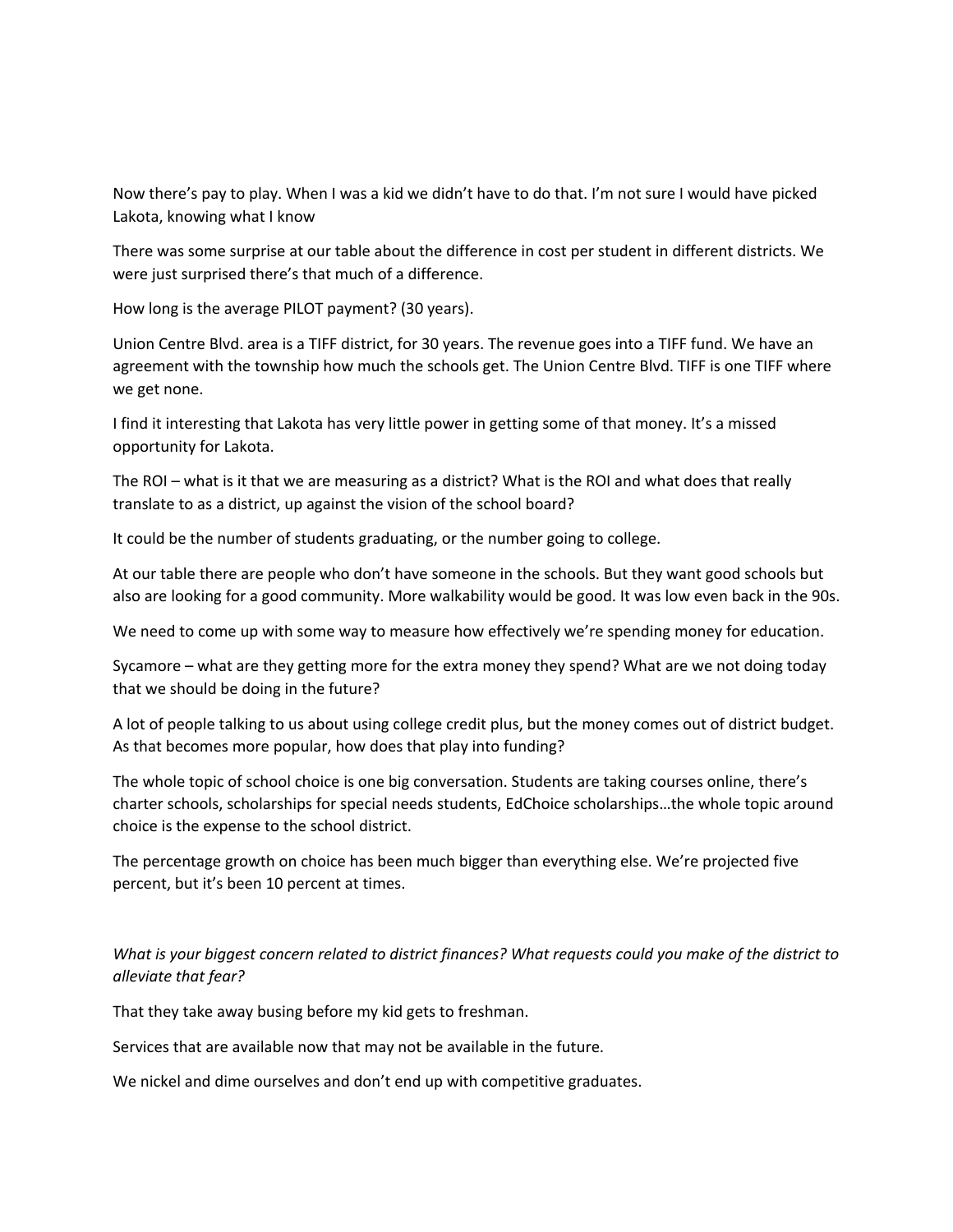Now there's pay to play. When I was a kid we didn't have to do that. I'm not sure I would have picked Lakota, knowing what I know

There was some surprise at our table about the difference in cost per student in different districts. We were just surprised there's that much of a difference.

How long is the average PILOT payment? (30 years).

Union Centre Blvd. area is a TIFF district, for 30 years. The revenue goes into a TIFF fund. We have an agreement with the township how much the schools get. The Union Centre Blvd. TIFF is one TIFF where we get none.

I find it interesting that Lakota has very little power in getting some of that money. It's a missed opportunity for Lakota.

The ROI – what is it that we are measuring as a district? What is the ROI and what does that really translate to as a district, up against the vision of the school board?

It could be the number of students graduating, or the number going to college.

At our table there are people who don't have someone in the schools. But they want good schools but also are looking for a good community. More walkability would be good. It was low even back in the 90s.

We need to come up with some way to measure how effectively we're spending money for education.

Sycamore – what are they getting more for the extra money they spend? What are we not doing today that we should be doing in the future?

A lot of people talking to us about using college credit plus, but the money comes out of district budget. As that becomes more popular, how does that play into funding?

The whole topic of school choice is one big conversation. Students are taking courses online, there's charter schools, scholarships for special needs students, EdChoice scholarships…the whole topic around choice is the expense to the school district.

The percentage growth on choice has been much bigger than everything else. We're projected five percent, but it's been 10 percent at times.

*What is your biggest concern related to district finances? What requests could you make of the district to alleviate that fear?*

That they take away busing before my kid gets to freshman.

Services that are available now that may not be available in the future.

We nickel and dime ourselves and don't end up with competitive graduates.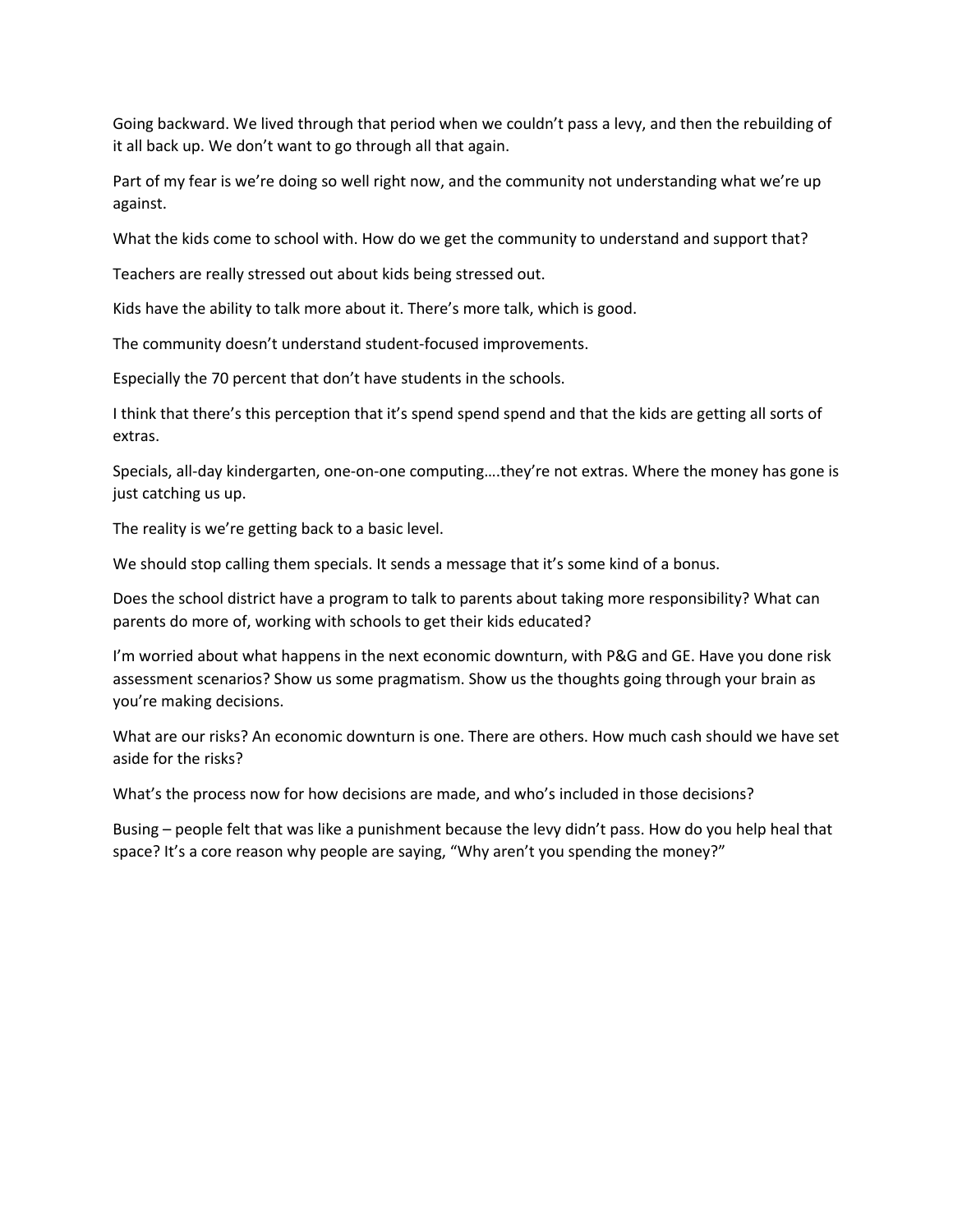Going backward. We lived through that period when we couldn't pass a levy, and then the rebuilding of it all back up. We don't want to go through all that again.

Part of my fear is we're doing so well right now, and the community not understanding what we're up against.

What the kids come to school with. How do we get the community to understand and support that?

Teachers are really stressed out about kids being stressed out.

Kids have the ability to talk more about it. There's more talk, which is good.

The community doesn't understand student-focused improvements.

Especially the 70 percent that don't have students in the schools.

I think that there's this perception that it's spend spend spend and that the kids are getting all sorts of extras.

Specials, all-day kindergarten, one-on-one computing….they're not extras. Where the money has gone is just catching us up.

The reality is we're getting back to a basic level.

We should stop calling them specials. It sends a message that it's some kind of a bonus.

Does the school district have a program to talk to parents about taking more responsibility? What can parents do more of, working with schools to get their kids educated?

I'm worried about what happens in the next economic downturn, with P&G and GE. Have you done risk assessment scenarios? Show us some pragmatism. Show us the thoughts going through your brain as you're making decisions.

What are our risks? An economic downturn is one. There are others. How much cash should we have set aside for the risks?

What's the process now for how decisions are made, and who's included in those decisions?

Busing – people felt that was like a punishment because the levy didn't pass. How do you help heal that space? It's a core reason why people are saying, "Why aren't you spending the money?"